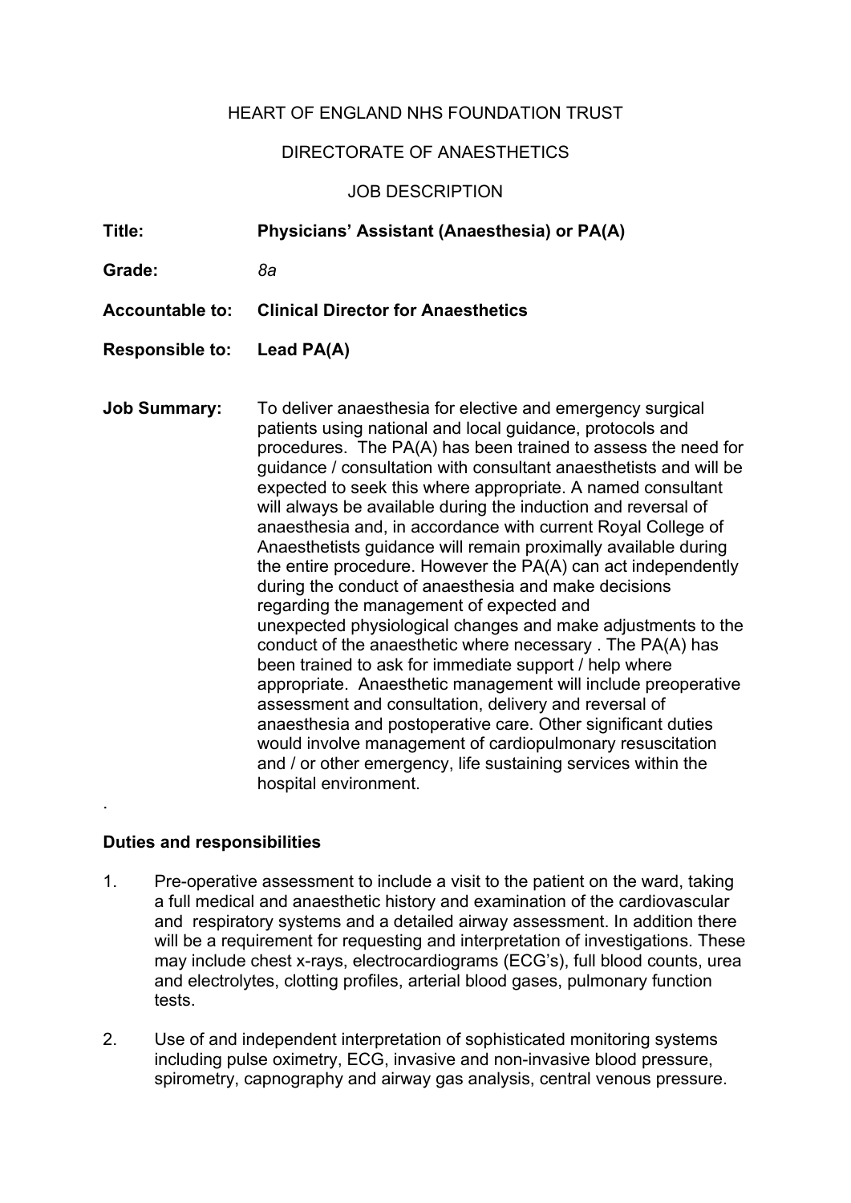HEART OF ENGLAND NHS FOUNDATION TRUST

DIRECTORATE OF ANAESTHETICS

JOB DESCRIPTION

**Title:** **Physicians' Assistant (Anaesthesia) or PA(A)**

**Grade:** *8a*

**Accountable to:** **Clinical Director for Anaesthetics**

**Responsible to:** **Lead PA(A)**

**Job Summary:** To deliver anaesthesia for elective and emergency surgical patients using national and local guidance, protocols and procedures. The PA(A) has been trained to assess the need for guidance / consultation with consultant anaesthetists and will be expected to seek this where appropriate. A named consultant will always be available during the induction and reversal of anaesthesia and, in accordance with current Royal College of Anaesthetists guidance will remain proximally available during the entire procedure. However the PA(A) can act independently during the conduct of anaesthesia and make decisions regarding the management of expected and unexpected physiological changes and make adjustments to the conduct of the anaesthetic where necessary . The PA(A) has been trained to ask for immediate support / help where appropriate. Anaesthetic management will include preoperative assessment and consultation, delivery and reversal of anaesthesia and postoperative care. Other significant duties would involve management of cardiopulmonary resuscitation and / or other emergency, life sustaining services within the hospital environment.

.

## Duties and responsibilities

1. Pre-operative assessment to include a visit to the patient on the ward, taking a full medical and anaesthetic history and examination of the cardiovascular and respiratory systems and a detailed airway assessment. In addition there will be a requirement for requesting and interpretation of investigations. These may include chest x-rays, electrocardiograms (ECG's), full blood counts, urea and electrolytes, clotting profiles, arterial blood gases, pulmonary function tests.

2. Use of and independent interpretation of sophisticated monitoring systems including pulse oximetry, ECG, invasive and non-invasive blood pressure, spirometry, capnography and airway gas analysis, central venous pressure.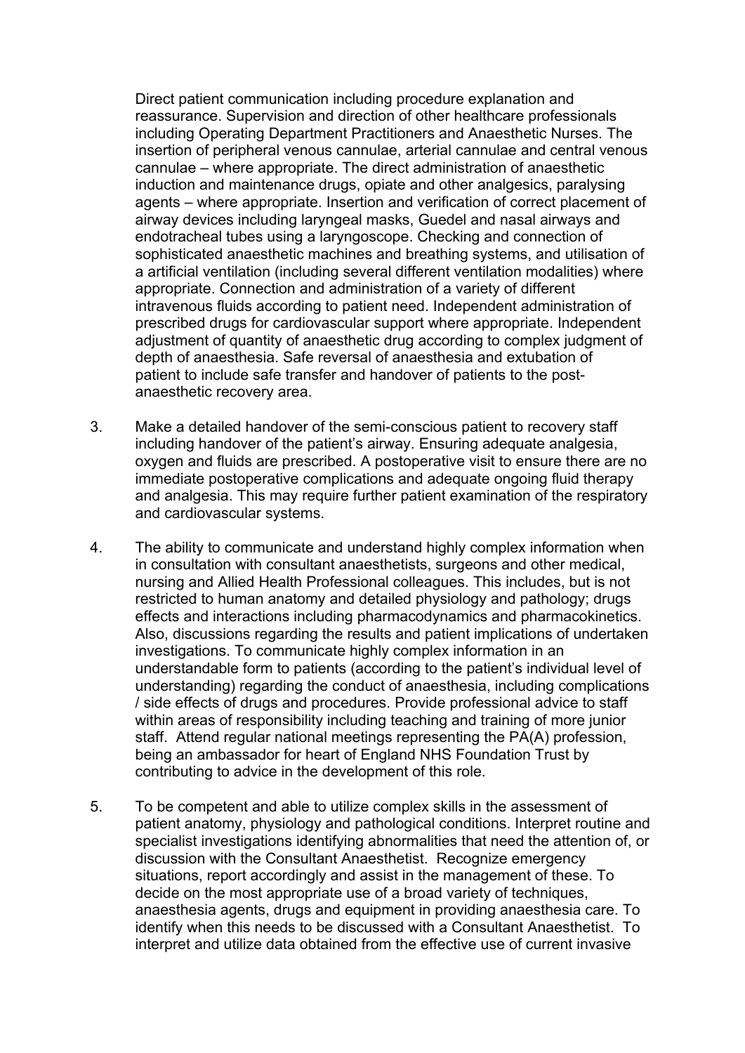Direct patient communication including procedure explanation and reassurance. Supervision and direction of other healthcare professionals including Operating Department Practitioners and Anaesthetic Nurses. The insertion of peripheral venous cannulae, arterial cannulae and central venous cannulae – where appropriate. The direct administration of anaesthetic induction and maintenance drugs, opiate and other analgesics, paralysing agents – where appropriate. Insertion and verification of correct placement of airway devices including laryngeal masks, Guedel and nasal airways and endotracheal tubes using a laryngoscope. Checking and connection of sophisticated anaesthetic machines and breathing systems, and utilisation of a artificial ventilation (including several different ventilation modalities) where appropriate. Connection and administration of a variety of different intravenous fluids according to patient need. Independent administration of prescribed drugs for cardiovascular support where appropriate. Independent adjustment of quantity of anaesthetic drug according to complex judgment of depth of anaesthesia. Safe reversal of anaesthesia and extubation of patient to include safe transfer and handover of patients to the post-anaesthetic recovery area.

3. Make a detailed handover of the semi-conscious patient to recovery staff including handover of the patient's airway. Ensuring adequate analgesia, oxygen and fluids are prescribed. A postoperative visit to ensure there are no immediate postoperative complications and adequate ongoing fluid therapy and analgesia. This may require further patient examination of the respiratory and cardiovascular systems.

4. The ability to communicate and understand highly complex information when in consultation with consultant anaesthetists, surgeons and other medical, nursing and Allied Health Professional colleagues. This includes, but is not restricted to human anatomy and detailed physiology and pathology; drugs effects and interactions including pharmacodynamics and pharmacokinetics. Also, discussions regarding the results and patient implications of undertaken investigations. To communicate highly complex information in an understandable form to patients (according to the patient's individual level of understanding) regarding the conduct of anaesthesia, including complications / side effects of drugs and procedures. Provide professional advice to staff within areas of responsibility including teaching and training of more junior staff. Attend regular national meetings representing the PA(A) profession, being an ambassador for heart of England NHS Foundation Trust by contributing to advice in the development of this role.

5. To be competent and able to utilize complex skills in the assessment of patient anatomy, physiology and pathological conditions. Interpret routine and specialist investigations identifying abnormalities that need the attention of, or discussion with the Consultant Anaesthetist. Recognize emergency situations, report accordingly and assist in the management of these. To decide on the most appropriate use of a broad variety of techniques, anaesthesia agents, drugs and equipment in providing anaesthesia care. To identify when this needs to be discussed with a Consultant Anaesthetist. To interpret and utilize data obtained from the effective use of current invasive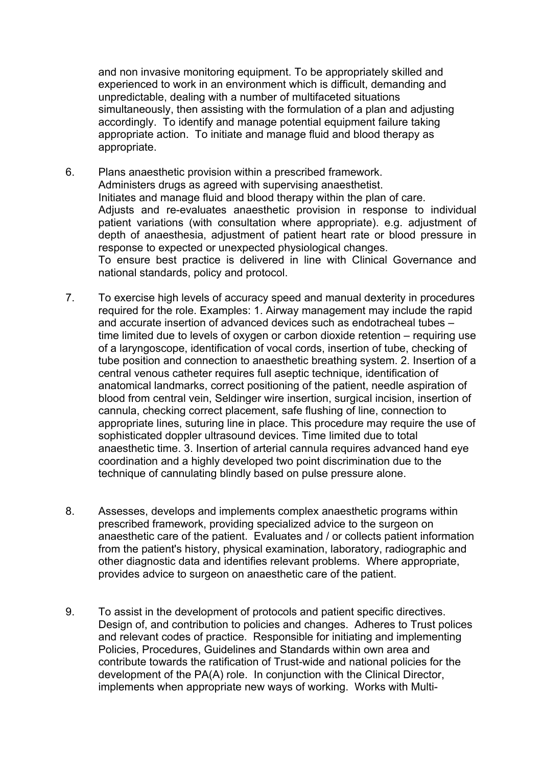and non invasive monitoring equipment. To be appropriately skilled and experienced to work in an environment which is difficult, demanding and unpredictable, dealing with a number of multifaceted situations simultaneously, then assisting with the formulation of a plan and adjusting accordingly. To identify and manage potential equipment failure taking appropriate action. To initiate and manage fluid and blood therapy as appropriate.

6. Plans anaesthetic provision within a prescribed framework.
   Administers drugs as agreed with supervising anaesthetist.
   Initiates and manage fluid and blood therapy within the plan of care.
   Adjusts and re-evaluates anaesthetic provision in response to individual patient variations (with consultation where appropriate). e.g. adjustment of depth of anaesthesia, adjustment of patient heart rate or blood pressure in response to expected or unexpected physiological changes.
   To ensure best practice is delivered in line with Clinical Governance and national standards, policy and protocol.

7. To exercise high levels of accuracy speed and manual dexterity in procedures required for the role. Examples: 1. Airway management may include the rapid and accurate insertion of advanced devices such as endotracheal tubes – time limited due to levels of oxygen or carbon dioxide retention – requiring use of a laryngoscope, identification of vocal cords, insertion of tube, checking of tube position and connection to anaesthetic breathing system. 2. Insertion of a central venous catheter requires full aseptic technique, identification of anatomical landmarks, correct positioning of the patient, needle aspiration of blood from central vein, Seldinger wire insertion, surgical incision, insertion of cannula, checking correct placement, safe flushing of line, connection to appropriate lines, suturing line in place. This procedure may require the use of sophisticated doppler ultrasound devices. Time limited due to total anaesthetic time. 3. Insertion of arterial cannula requires advanced hand eye coordination and a highly developed two point discrimination due to the technique of cannulating blindly based on pulse pressure alone.

8. Assesses, develops and implements complex anaesthetic programs within prescribed framework, providing specialized advice to the surgeon on anaesthetic care of the patient. Evaluates and / or collects patient information from the patient's history, physical examination, laboratory, radiographic and other diagnostic data and identifies relevant problems. Where appropriate, provides advice to surgeon on anaesthetic care of the patient.

9. To assist in the development of protocols and patient specific directives. Design of, and contribution to policies and changes. Adheres to Trust polices and relevant codes of practice. Responsible for initiating and implementing Policies, Procedures, Guidelines and Standards within own area and contribute towards the ratification of Trust-wide and national policies for the development of the PA(A) role. In conjunction with the Clinical Director, implements when appropriate new ways of working. Works with Multi-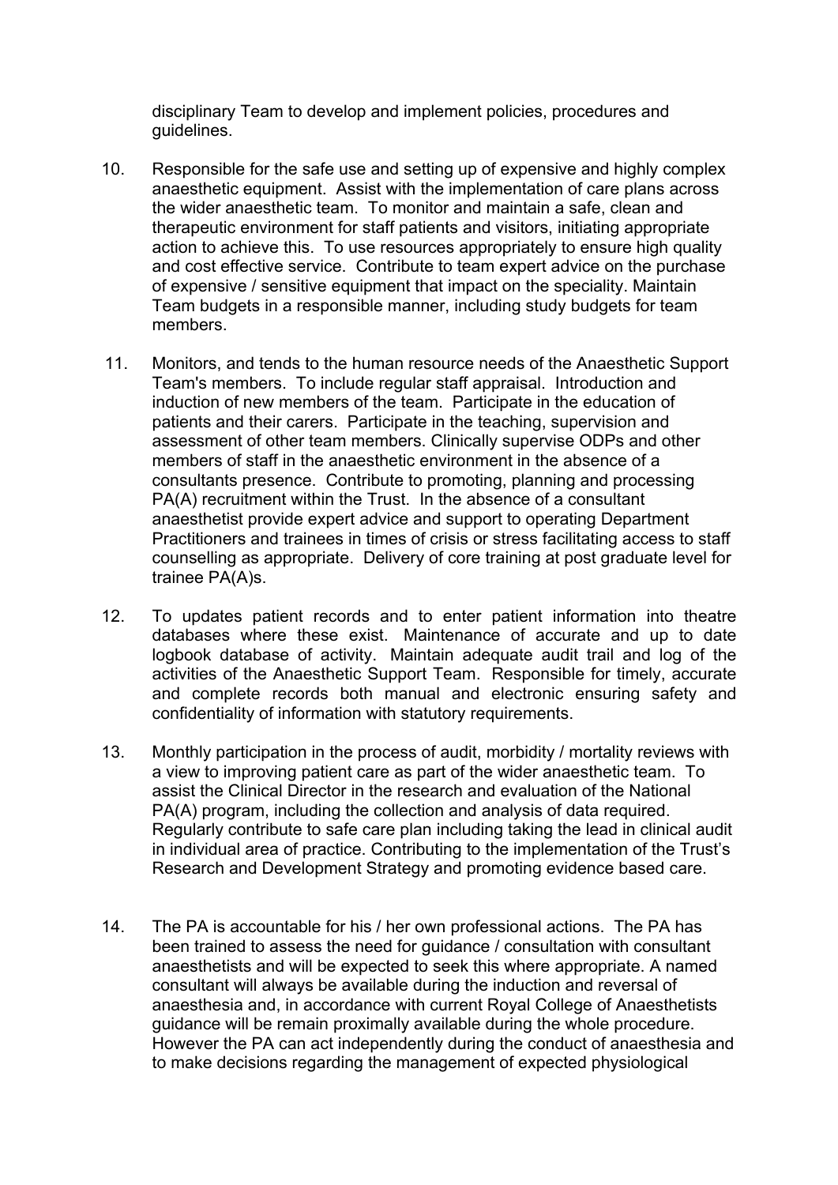disciplinary Team to develop and implement policies, procedures and guidelines.

10. Responsible for the safe use and setting up of expensive and highly complex anaesthetic equipment. Assist with the implementation of care plans across the wider anaesthetic team. To monitor and maintain a safe, clean and therapeutic environment for staff patients and visitors, initiating appropriate action to achieve this. To use resources appropriately to ensure high quality and cost effective service. Contribute to team expert advice on the purchase of expensive / sensitive equipment that impact on the speciality. Maintain Team budgets in a responsible manner, including study budgets for team members.

11. Monitors, and tends to the human resource needs of the Anaesthetic Support Team's members. To include regular staff appraisal. Introduction and induction of new members of the team. Participate in the education of patients and their carers. Participate in the teaching, supervision and assessment of other team members. Clinically supervise ODPs and other members of staff in the anaesthetic environment in the absence of a consultants presence. Contribute to promoting, planning and processing PA(A) recruitment within the Trust. In the absence of a consultant anaesthetist provide expert advice and support to operating Department Practitioners and trainees in times of crisis or stress facilitating access to staff counselling as appropriate. Delivery of core training at post graduate level for trainee PA(A)s.

12. To updates patient records and to enter patient information into theatre databases where these exist. Maintenance of accurate and up to date logbook database of activity. Maintain adequate audit trail and log of the activities of the Anaesthetic Support Team. Responsible for timely, accurate and complete records both manual and electronic ensuring safety and confidentiality of information with statutory requirements.

13. Monthly participation in the process of audit, morbidity / mortality reviews with a view to improving patient care as part of the wider anaesthetic team. To assist the Clinical Director in the research and evaluation of the National PA(A) program, including the collection and analysis of data required. Regularly contribute to safe care plan including taking the lead in clinical audit in individual area of practice. Contributing to the implementation of the Trust's Research and Development Strategy and promoting evidence based care.

14. The PA is accountable for his / her own professional actions. The PA has been trained to assess the need for guidance / consultation with consultant anaesthetists and will be expected to seek this where appropriate. A named consultant will always be available during the induction and reversal of anaesthesia and, in accordance with current Royal College of Anaesthetists guidance will be remain proximally available during the whole procedure. However the PA can act independently during the conduct of anaesthesia and to make decisions regarding the management of expected physiological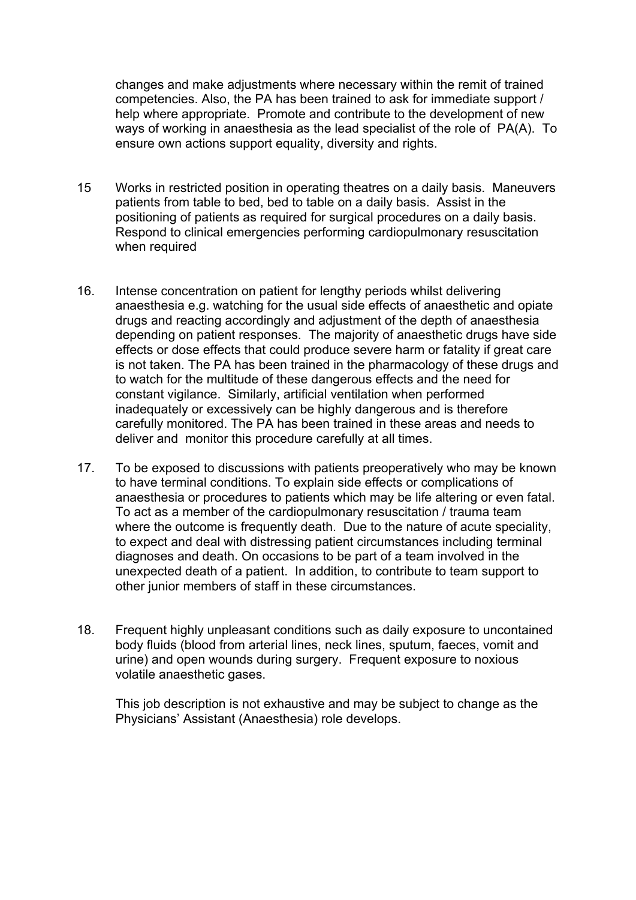changes and make adjustments where necessary within the remit of trained competencies. Also, the PA has been trained to ask for immediate support / help where appropriate. Promote and contribute to the development of new ways of working in anaesthesia as the lead specialist of the role of PA(A). To ensure own actions support equality, diversity and rights.

15 Works in restricted position in operating theatres on a daily basis. Maneuvers patients from table to bed, bed to table on a daily basis. Assist in the positioning of patients as required for surgical procedures on a daily basis. Respond to clinical emergencies performing cardiopulmonary resuscitation when required

16. Intense concentration on patient for lengthy periods whilst delivering anaesthesia e.g. watching for the usual side effects of anaesthetic and opiate drugs and reacting accordingly and adjustment of the depth of anaesthesia depending on patient responses. The majority of anaesthetic drugs have side effects or dose effects that could produce severe harm or fatality if great care is not taken. The PA has been trained in the pharmacology of these drugs and to watch for the multitude of these dangerous effects and the need for constant vigilance. Similarly, artificial ventilation when performed inadequately or excessively can be highly dangerous and is therefore carefully monitored. The PA has been trained in these areas and needs to deliver and monitor this procedure carefully at all times.

17. To be exposed to discussions with patients preoperatively who may be known to have terminal conditions. To explain side effects or complications of anaesthesia or procedures to patients which may be life altering or even fatal. To act as a member of the cardiopulmonary resuscitation / trauma team where the outcome is frequently death. Due to the nature of acute speciality, to expect and deal with distressing patient circumstances including terminal diagnoses and death. On occasions to be part of a team involved in the unexpected death of a patient. In addition, to contribute to team support to other junior members of staff in these circumstances.

18. Frequent highly unpleasant conditions such as daily exposure to uncontained body fluids (blood from arterial lines, neck lines, sputum, faeces, vomit and urine) and open wounds during surgery. Frequent exposure to noxious volatile anaesthetic gases.

This job description is not exhaustive and may be subject to change as the Physicians' Assistant (Anaesthesia) role develops.